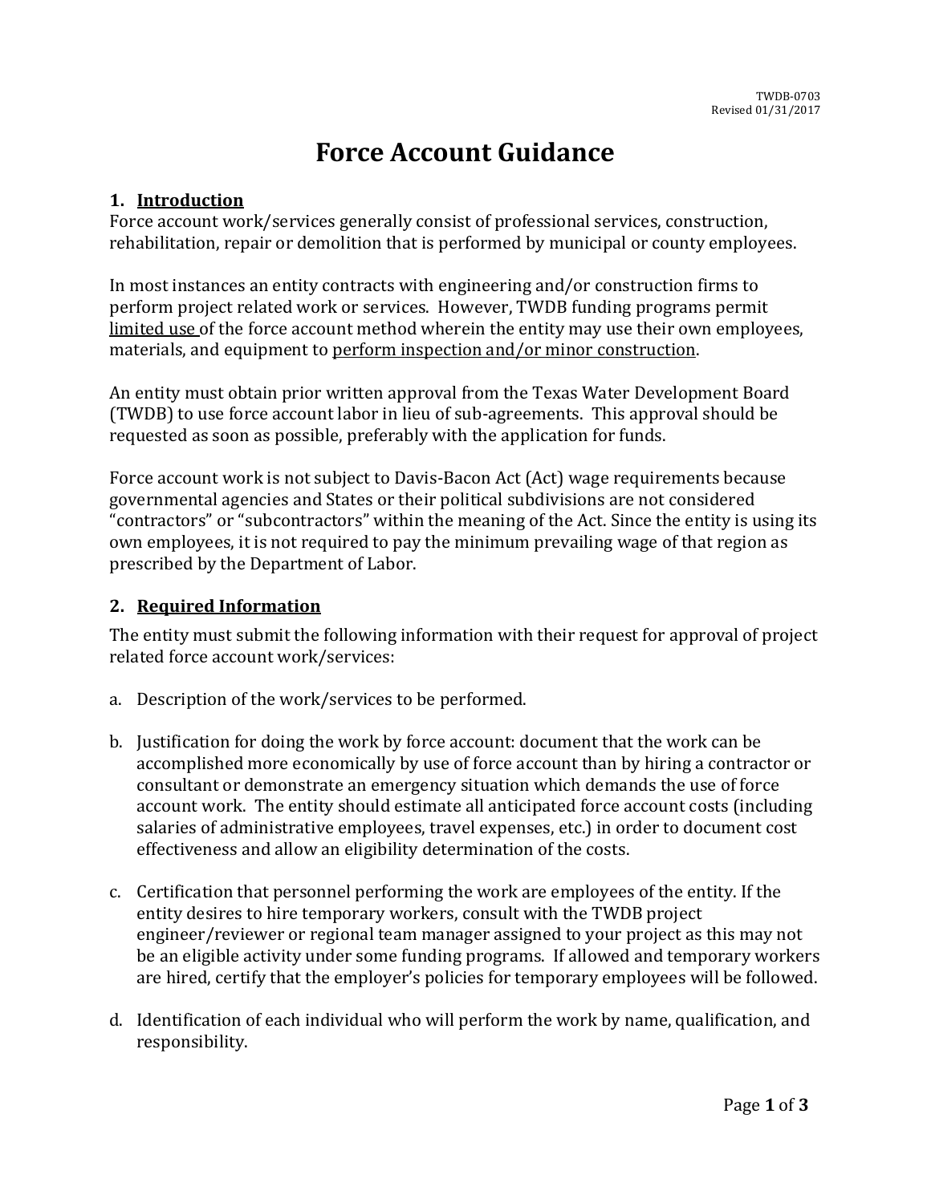TWDB-0703
Revised 01/31/2017

# Force Account Guidance

## 1. Introduction

Force account work/services generally consist of professional services, construction, rehabilitation, repair or demolition that is performed by municipal or county employees.

In most instances an entity contracts with engineering and/or construction firms to perform project related work or services. However, TWDB funding programs permit limited use of the force account method wherein the entity may use their own employees, materials, and equipment to perform inspection and/or minor construction.

An entity must obtain prior written approval from the Texas Water Development Board (TWDB) to use force account labor in lieu of sub-agreements. This approval should be requested as soon as possible, preferably with the application for funds.

Force account work is not subject to Davis-Bacon Act (Act) wage requirements because governmental agencies and States or their political subdivisions are not considered "contractors" or "subcontractors" within the meaning of the Act. Since the entity is using its own employees, it is not required to pay the minimum prevailing wage of that region as prescribed by the Department of Labor.

## 2. Required Information

The entity must submit the following information with their request for approval of project related force account work/services:

a. Description of the work/services to be performed.

b. Justification for doing the work by force account: document that the work can be accomplished more economically by use of force account than by hiring a contractor or consultant or demonstrate an emergency situation which demands the use of force account work. The entity should estimate all anticipated force account costs (including salaries of administrative employees, travel expenses, etc.) in order to document cost effectiveness and allow an eligibility determination of the costs.

c. Certification that personnel performing the work are employees of the entity. If the entity desires to hire temporary workers, consult with the TWDB project engineer/reviewer or regional team manager assigned to your project as this may not be an eligible activity under some funding programs. If allowed and temporary workers are hired, certify that the employer's policies for temporary employees will be followed.

d. Identification of each individual who will perform the work by name, qualification, and responsibility.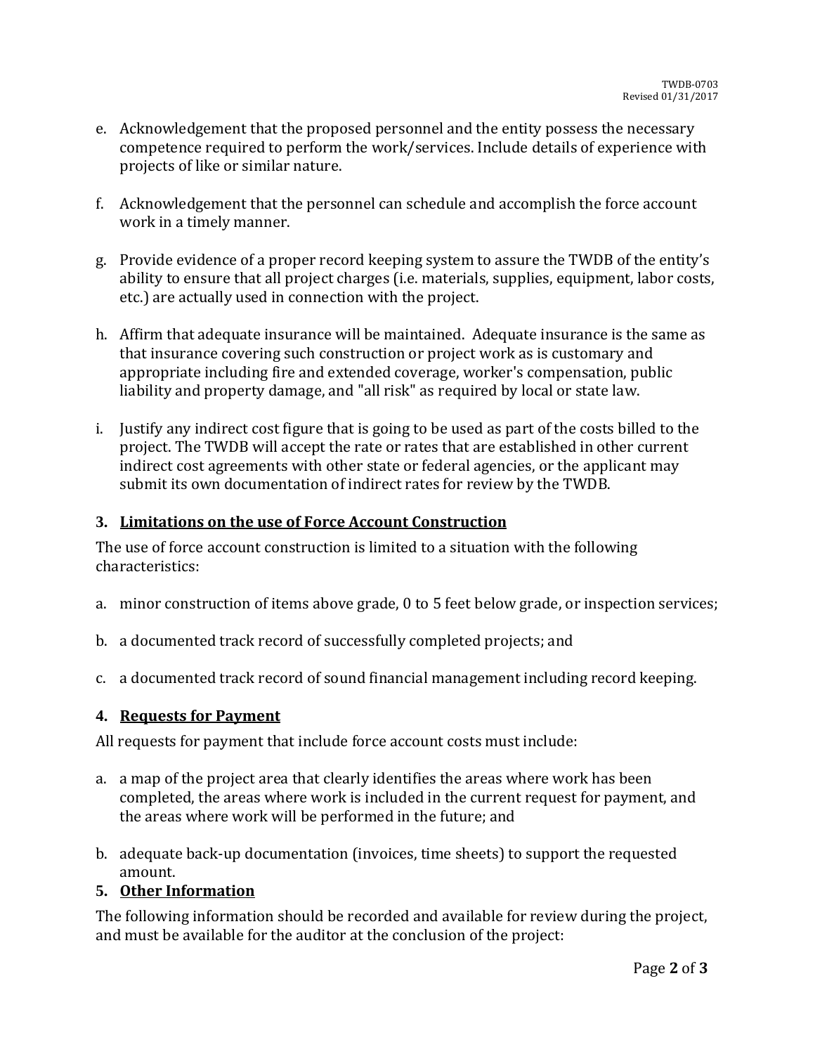e. Acknowledgement that the proposed personnel and the entity possess the necessary competence required to perform the work/services. Include details of experience with projects of like or similar nature.

f. Acknowledgement that the personnel can schedule and accomplish the force account work in a timely manner.

g. Provide evidence of a proper record keeping system to assure the TWDB of the entity's ability to ensure that all project charges (i.e. materials, supplies, equipment, labor costs, etc.) are actually used in connection with the project.

h. Affirm that adequate insurance will be maintained. Adequate insurance is the same as that insurance covering such construction or project work as is customary and appropriate including fire and extended coverage, worker's compensation, public liability and property damage, and "all risk" as required by local or state law.

i. Justify any indirect cost figure that is going to be used as part of the costs billed to the project. The TWDB will accept the rate or rates that are established in other current indirect cost agreements with other state or federal agencies, or the applicant may submit its own documentation of indirect rates for review by the TWDB.

### 3. <u>Limitations on the use of Force Account Construction</u>

The use of force account construction is limited to a situation with the following characteristics:

a. minor construction of items above grade, 0 to 5 feet below grade, or inspection services;

b. a documented track record of successfully completed projects; and

c. a documented track record of sound financial management including record keeping.

### 4. <u>Requests for Payment</u>

All requests for payment that include force account costs must include:

a. a map of the project area that clearly identifies the areas where work has been completed, the areas where work is included in the current request for payment, and the areas where work will be performed in the future; and

b. adequate back-up documentation (invoices, time sheets) to support the requested amount.

### 5. <u>Other Information</u>

The following information should be recorded and available for review during the project, and must be available for the auditor at the conclusion of the project: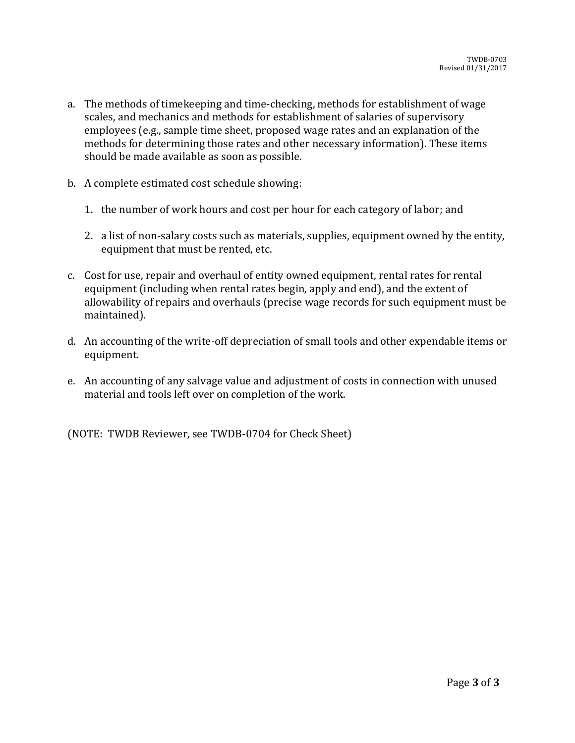a. The methods of timekeeping and time-checking, methods for establishment of wage scales, and mechanics and methods for establishment of salaries of supervisory employees (e.g., sample time sheet, proposed wage rates and an explanation of the methods for determining those rates and other necessary information). These items should be made available as soon as possible.

b. A complete estimated cost schedule showing:

   1. the number of work hours and cost per hour for each category of labor; and

   2. a list of non-salary costs such as materials, supplies, equipment owned by the entity, equipment that must be rented, etc.

c. Cost for use, repair and overhaul of entity owned equipment, rental rates for rental equipment (including when rental rates begin, apply and end), and the extent of allowability of repairs and overhauls (precise wage records for such equipment must be maintained).

d. An accounting of the write-off depreciation of small tools and other expendable items or equipment.

e. An accounting of any salvage value and adjustment of costs in connection with unused material and tools left over on completion of the work.

(NOTE: TWDB Reviewer, see TWDB-0704 for Check Sheet)